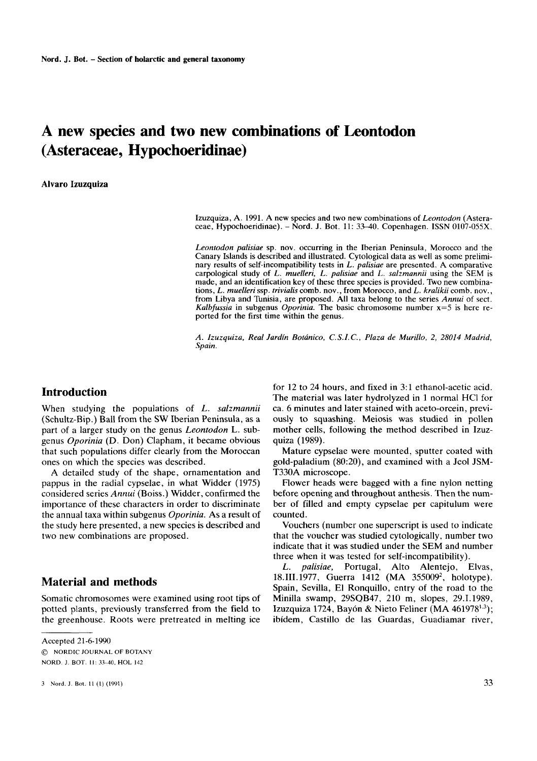Nord. J. Bot. – Section of holarctic and general taxonomy

# A new species and two new combinations of Leontodon (Asteraceae, Hypochoeridinae)

**Alvaro Izuzquiza**

Izuzquiza, A. 1991. A new species and two new combinations of *Leontodon* (Asteraceae, Hypochoeridinae). – Nord. J. Bot. 11: 33–40. Copenhagen. ISSN 0107-055X.

*Leontodon palisiae* sp. nov. occurring in the Iberian Peninsula, Morocco and the Canary Islands is described and illustrated. Cytological data as well as some preliminary results of self-incompatibility tests in *L. palisiae* are presented. A comparative carpological study of *L. muelleri*, *L. palisiae* and *L. salzmannii* using the SEM is made, and an identification key of these three species is provided. Two new combinations, *L. muelleri* ssp. *trivialis* comb. nov., from Morocco, and *L. kralikii* comb. nov., from Libya and Tunisia, are proposed. All taxa belong to the series *Annui* of sect. *Kalbfussia* in subgenus *Oporinia*. The basic chromosome number x=5 is here reported for the first time within the genus.

*A. Izuzquiza, Real Jardín Botánico, C.S.I.C., Plaza de Murillo, 2, 28014 Madrid, Spain.*

## Introduction

When studying the populations of *L. salzmannii* (Schultz-Bip.) Ball from the SW Iberian Peninsula, as a part of a larger study on the genus *Leontodon* L. subgenus *Oporinia* (D. Don) Clapham, it became obvious that such populations differ clearly from the Moroccan ones on which the species was described.

A detailed study of the shape, ornamentation and pappus in the radial cypselae, in what Widder (1975) considered series *Annui* (Boiss.) Widder, confirmed the importance of these characters in order to discriminate the annual taxa within subgenus *Oporinia*. As a result of the study here presented, a new species is described and two new combinations are proposed.

## Material and methods

Somatic chromosomes were examined using root tips of potted plants, previously transferred from the field to the greenhouse. Roots were pretreated in melting ice for 12 to 24 hours, and fixed in 3:1 ethanol-acetic acid. The material was later hydrolyzed in 1 normal HCl for ca. 6 minutes and later stained with aceto-orcein, previously to squashing. Meiosis was studied in pollen mother cells, following the method described in Izuzquiza (1989).

Mature cypselae were mounted, sputter coated with gold-paladium (80:20), and examined with a Jeol JSM-T330A microscope.

Flower heads were bagged with a fine nylon netting before opening and throughout anthesis. Then the number of filled and empty cypselae per capitulum were counted.

Vouchers (number one superscript is used to indicate that the voucher was studied cytologically, number two indicate that it was studied under the SEM and number three when it was tested for self-incompatibility).

*L. palisiae*, Portugal, Alto Alentejo, Elvas, 18.III.1977, Guerra 1412 (MA 355009[2], holotype). Spain, Sevilla, El Ronquillo, entry of the road to the Minilla swamp, 29SQB47, 210 m, slopes, 29.I.1989, Izuzquiza 1724, Bayón & Nieto Feliner (MA 461978[1,3]); ibídem, Castillo de las Guardas, Guadiamar river,

Accepted 21-6-1990

© NORDIC JOURNAL OF BOTANY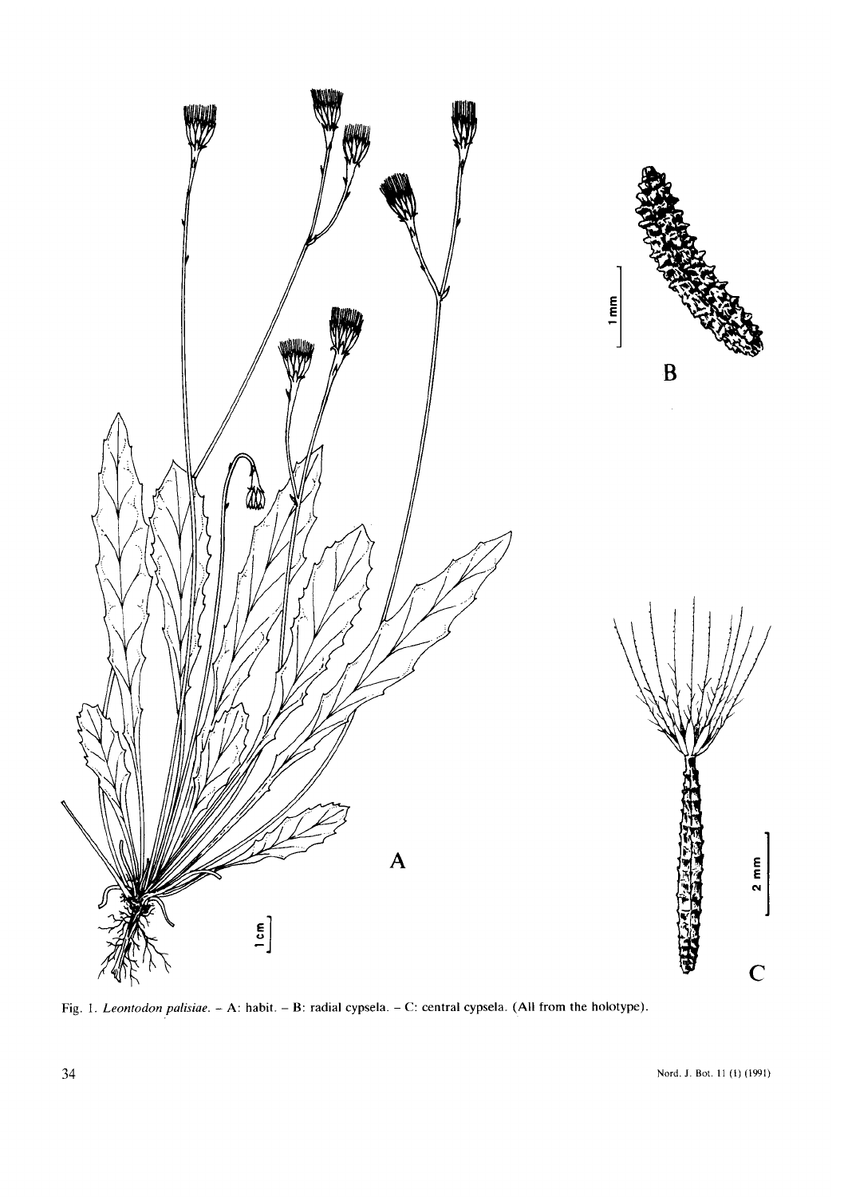Fig. 1. *Leontodon palisiae*. – A: habit. – B: radial cypsela. – C: central cypsela. (All from the holotype).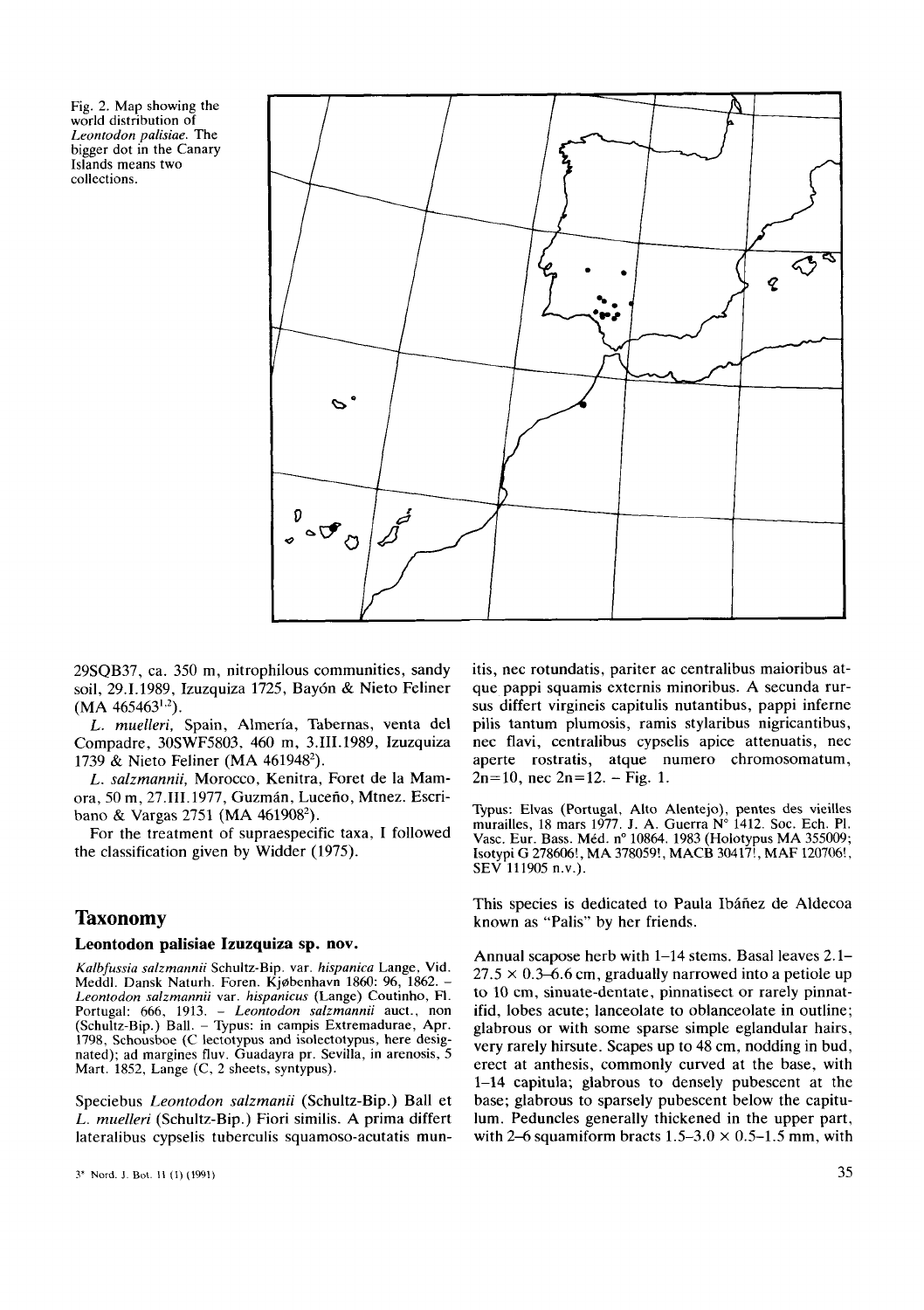Fig. 2. Map showing the world distribution of *Leontodon palisiae*. The bigger dot in the Canary Islands means two collections.

29SQB37, ca. 350 m, nitrophilous communities, sandy soil, 29.I.1989, Izuzquiza 1725, Bayón & Nieto Feliner (MA 465463[1,2]).

*L. muelleri*, Spain, Almería, Tabernas, venta del Compadre, 30SWF5803, 460 m, 3.III.1989, Izuzquiza 1739 & Nieto Feliner (MA 461948[2]).

*L. salzmannii*, Morocco, Kenitra, Foret de la Mamora, 50 m, 27.III.1977, Guzmán, Luceño, Mtnez. Escribano & Vargas 2751 (MA 461908[2]).

For the treatment of supraespecific taxa, I followed the classification given by Widder (1975).

## Taxonomy

### Leontodon palisiae Izuzquiza sp. nov.

*Kalbfussia salzmannii* Schultz-Bip. var. *hispanica* Lange, Vid. Meddl. Dansk Naturh. Foren. Kjøbenhavn 1860: 96, 1862. – *Leontodon salzmannii* var. *hispanicus* (Lange) Coutinho, Fl. Portugal: 666, 1913. – *Leontodon salzmannii* auct., non (Schultz-Bip.) Ball. – Typus: in campis Extremadurae, Apr. 1798, Schousboe (C lectotypus and isolectotypus, here designated); ad margines fluv. Guadayra pr. Sevilla, in arenosis, 5 Mart. 1852, Lange (C, 2 sheets, syntypus).

Speciebus *Leontodon salzmanii* (Schultz-Bip.) Ball et *L. muelleri* (Schultz-Bip.) Fiori similis. A prima differt lateralibus cypselis tuberculis squamoso-acutatis muniitis, nec rotundatis, pariter ac centralibus maioribus atque pappi squamis externis minoribus. A secunda rursus differt virgineis capitulis nutantibus, pappi inferne pilis tantum plumosis, ramis stylaribus nigricantibus, nec flavi, centralibus cypselis apice attenuatis, nec aperte rostratis, atque numero chromosomatum, 2n=10, nec 2n=12. – Fig. 1.

Typus: Elvas (Portugal, Alto Alentejo), pentes des vieilles murailles, 18 mars 1977. J. A. Guerra N° 1412. Soc. Ech. Pl. Vasc. Eur. Bass. Méd. n° 10864. 1983 (Holotypus MA 355009; Isotypi G 278606!, MA 378059!, MACB 30417!, MAF 120706!, SEV 111905 n.v.).

This species is dedicated to Paula Ibáñez de Aldecoa known as "Palis" by her friends.

Annual scapose herb with 1–14 stems. Basal leaves 2.1–27.5 × 0.3–6.6 cm, gradually narrowed into a petiole up to 10 cm, sinuate-dentate, pinnatisect or rarely pinnatifid, lobes acute; lanceolate to oblanceolate in outline; glabrous or with some sparse simple eglandular hairs, very rarely hirsute. Scapes up to 48 cm, nodding in bud, erect at anthesis, commonly curved at the base, with 1–14 capitula; glabrous to densely pubescent at the base; glabrous to sparsely pubescent below the capitulum. Peduncles generally thickened in the upper part, with 2–6 squamiform bracts 1.5–3.0 × 0.5–1.5 mm, with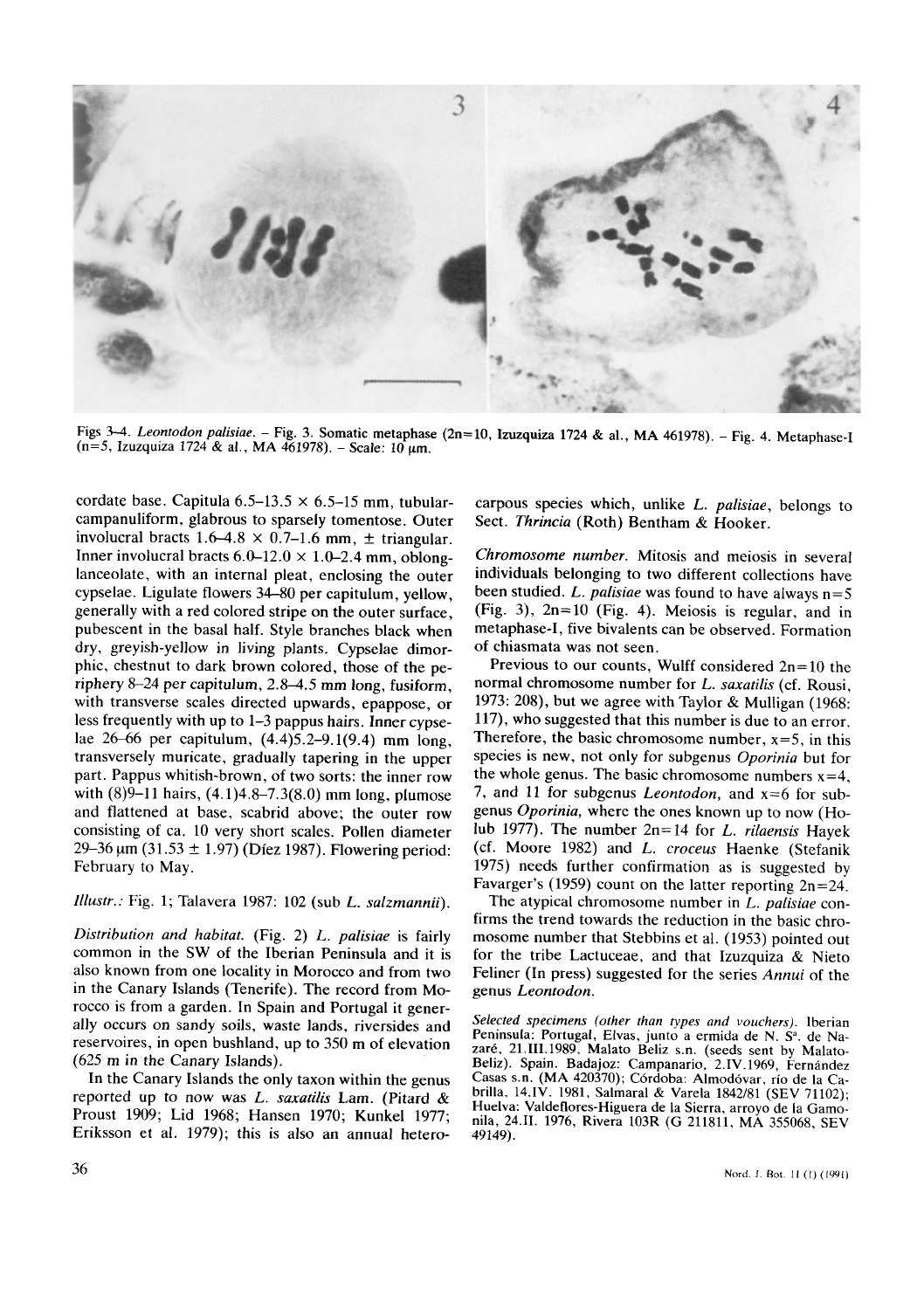Figs 3–4. *Leontodon palisiae*. – Fig. 3. Somatic metaphase (2n=10, Izuzquiza 1724 & al., MA 461978). – Fig. 4. Metaphase-I (n=5, Izuzquiza 1724 & al., MA 461978). – Scale: 10 μm.

cordate base. Capitula 6.5–13.5 × 6.5–15 mm, tubular-campanuliform, glabrous to sparsely tomentose. Outer involucral bracts 1.6–4.8 × 0.7–1.6 mm, ± triangular. Inner involucral bracts 6.0–12.0 × 1.0–2.4 mm, oblong-lanceolate, with an internal pleat, enclosing the outer cypselae. Ligulate flowers 34–80 per capitulum, yellow, generally with a red colored stripe on the outer surface, pubescent in the basal half. Style branches black when dry, greyish-yellow in living plants. Cypselae dimorphic, chestnut to dark brown colored, those of the periphery 8–24 per capitulum, 2.8–4.5 mm long, fusiform, with transverse scales directed upwards, epappose, or less frequently with up to 1–3 pappus hairs. Inner cypselae 26–66 per capitulum, (4.4)5.2–9.1(9.4) mm long, transversely muricate, gradually tapering in the upper part. Pappus whitish-brown, of two sorts: the inner row with (8)9–11 hairs, (4.1)4.8–7.3(8.0) mm long, plumose and flattened at base, scabrid above; the outer row consisting of ca. 10 very short scales. Pollen diameter 29–36 μm (31.53 ± 1.97) (Díez 1987). Flowering period: February to May.

*Illustr.:* Fig. 1; Talavera 1987: 102 (sub *L. salzmannii*).

*Distribution and habitat.* (Fig. 2) *L. palisiae* is fairly common in the SW of the Iberian Peninsula and it is also known from one locality in Morocco and from two in the Canary Islands (Tenerife). The record from Morocco is from a garden. In Spain and Portugal it generally occurs on sandy soils, waste lands, riversides and reservoires, in open bushland, up to 350 m of elevation (625 m in the Canary Islands).

In the Canary Islands the only taxon within the genus reported up to now was *L. saxatilis* Lam. (Pitard & Proust 1909; Lid 1968; Hansen 1970; Kunkel 1977; Eriksson et al. 1979); this is also an annual heterocarpous species which, unlike *L. palisiae*, belongs to Sect. *Thrincia* (Roth) Bentham & Hooker.

*Chromosome number.* Mitosis and meiosis in several individuals belonging to two different collections have been studied. *L. palisiae* was found to have always n=5 (Fig. 3), 2n=10 (Fig. 4). Meiosis is regular, and in metaphase-I, five bivalents can be observed. Formation of chiasmata was not seen.

Previous to our counts, Wulff considered 2n=10 the normal chromosome number for *L. saxatilis* (cf. Rousi, 1973: 208), but we agree with Taylor & Mulligan (1968: 117), who suggested that this number is due to an error. Therefore, the basic chromosome number, x=5, in this species is new, not only for subgenus *Oporinia* but for the whole genus. The basic chromosome numbers x=4, 7, and 11 for subgenus *Leontodon*, and x=6 for subgenus *Oporinia*, where the ones known up to now (Holub 1977). The number 2n=14 for *L. rilaensis* Hayek (cf. Moore 1982) and *L. croceus* Haenke (Stefanik 1975) needs further confirmation as is suggested by Favarger's (1959) count on the latter reporting 2n=24.

The atypical chromosome number in *L. palisiae* confirms the trend towards the reduction in the basic chromosome number that Stebbins et al. (1953) pointed out for the tribe Lactuceae, and that Izuzquiza & Nieto Feliner (In press) suggested for the series *Annui* of the genus *Leontodon*.

*Selected specimens (other than types and vouchers).* Iberian Peninsula: Portugal, Elvas, junto a ermida de N. Sª. de Nazaré, 21.III.1989, Malato Beliz s.n. (seeds sent by Malato-Beliz). Spain. Badajoz: Campanario, 2.IV.1969, Fernández Casas s.n. (MA 420370); Córdoba: Almodóvar, río de la Cabrilla, 14.IV. 1981, Salmaral & Varela 1842/81 (SEV 71102); Huelva: Valdeflores-Higuera de la Sierra, arroyo de la Gamonila, 24.II. 1976, Rivera 103R (G 211811, MA 355068, SEV 49149).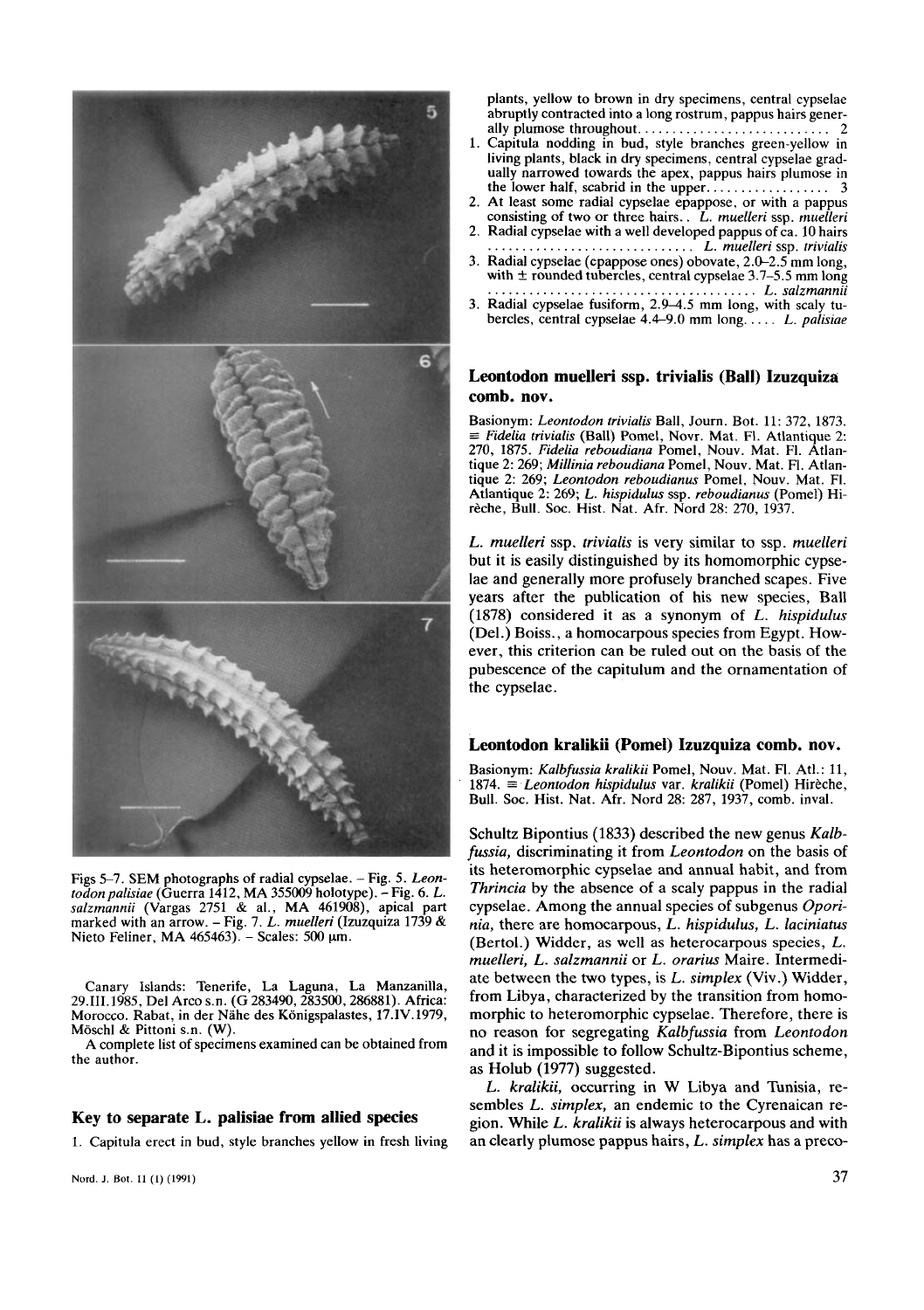Figs 5–7. SEM photographs of radial cypselae. – Fig. 5. *Leontodon palisiae* (Guerra 1412, MA 355009 holotype). – Fig. 6. *L. salzmannii* (Vargas 2751 & al., MA 461908), apical part marked with an arrow. – Fig. 7. *L. muelleri* (Izuzquiza 1739 & Nieto Feliner, MA 465463). – Scales: 500 μm.

Canary Islands: Tenerife, La Laguna, La Manzanilla, 29.III.1985, Del Arco s.n. (G 283490, 283500, 286881). Africa: Morocco. Rabat, in der Nähe des Königspalastes, 17.IV.1979, Möschl & Pittoni s.n. (W).

A complete list of specimens examined can be obtained from the author.

## Key to separate L. palisiae from allied species

1. Capitula erect in bud, style branches yellow in fresh living plants, yellow to brown in dry specimens, central cypselae abruptly contracted into a long rostrum, pappus hairs generally plumose throughout. . . . . . . . . . . . . . . . . . . . . . . . . . . 2
1. Capitula nodding in bud, style branches green-yellow in living plants, black in dry specimens, central cypselae gradually narrowed towards the apex, pappus hairs plumose in the lower half, scabrid in the upper. . . . . . . . . . . . . . . . . . 3
2. At least some radial cypselae epappose, or with a pappus consisting of two or three hairs. . *L. muelleri* ssp. *muelleri*
2. Radial cypselae with a well developed pappus of ca. 10 hairs . . . . . . . . . . . . . . . . . . . . . . . . . . . . *L. muelleri* ssp. *trivialis*
3. Radial cypselae (epappose ones) obovate, 2.0–2.5 mm long, with ± rounded tubercles, central cypselae 3.7–5.5 mm long . . . . . . . . . . . . . . . . . . . . . . . . . . . . . . . . . . . . . . *L. salzmannii*
3. Radial cypselae fusiform, 2.9–4.5 mm long, with scaly tubercles, central cypselae 4.4–9.0 mm long. . . . . *L. palisiae*

## Leontodon muelleri ssp. trivialis (Ball) Izuzquiza comb. nov.

Basionym: *Leontodon trivialis* Ball, Journ. Bot. 11: 372, 1873. ≡ *Fidelia trivialis* (Ball) Pomel, Novr. Mat. Fl. Atlantique 2: 270, 1875. *Fidelia reboudiana* Pomel, Nouv. Mat. Fl. Atlantique 2: 269; *Millinia reboudiana* Pomel, Nouv. Mat. Fl. Atlantique 2: 269; *Leontodon reboudianus* Pomel, Nouv. Mat. Fl. Atlantique 2: 269; *L. hispidulus* ssp. *reboudianus* (Pomel) Hirèche, Bull. Soc. Hist. Nat. Afr. Nord 28: 270, 1937.

*L. muelleri* ssp. *trivialis* is very similar to ssp. *muelleri* but it is easily distinguished by its homomorphic cypselae and generally more profusely branched scapes. Five years after the publication of his new species, Ball (1878) considered it as a synonym of *L. hispidulus* (Del.) Boiss., a homocarpous species from Egypt. However, this criterion can be ruled out on the basis of the pubescence of the capitulum and the ornamentation of the cypselae.

## Leontodon kralikii (Pomel) Izuzquiza comb. nov.

Basionym: *Kalbfussia kralikii* Pomel, Nouv. Mat. Fl. Atl.: 11, 1874. ≡ *Leontodon hispidulus* var. *kralikii* (Pomel) Hirèche, Bull. Soc. Hist. Nat. Afr. Nord 28: 287, 1937, comb. inval.

Schultz Bipontius (1833) described the new genus *Kalbfussia,* discriminating it from *Leontodon* on the basis of its heteromorphic cypselae and annual habit, and from *Thrincia* by the absence of a scaly pappus in the radial cypselae. Among the annual species of subgenus *Oporinia,* there are homocarpous, *L. hispidulus, L. laciniatus* (Bertol.) Widder, as well as heterocarpous species, *L. muelleri, L. salzmannii* or *L. orarius* Maire. Intermediate between the two types, is *L. simplex* (Viv.) Widder, from Libya, characterized by the transition from homomorphic to heteromorphic cypselae. Therefore, there is no reason for segregating *Kalbfussia* from *Leontodon* and it is impossible to follow Schultz-Bipontius scheme, as Holub (1977) suggested.

*L. kralikii,* occurring in W Libya and Tunisia, resembles *L. simplex,* an endemic to the Cyrenaican region. While *L. kralikii* is always heterocarpous and with an clearly plumose pappus hairs, *L. simplex* has a preco-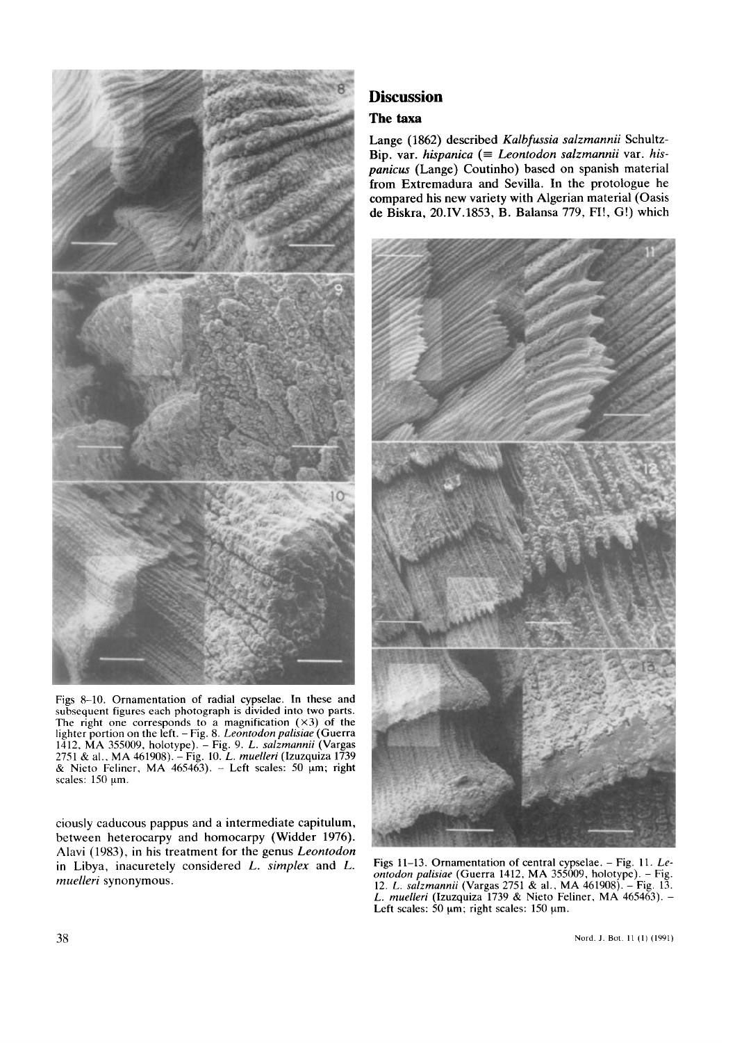Figs 8–10. Ornamentation of radial cypselae. In these and subsequent figures each photograph is divided into two parts. The right one corresponds to a magnification (×3) of the lighter portion on the left. – Fig. 8. *Leontodon palisiae* (Guerra 1412, MA 355009, holotype). – Fig. 9. *L. salzmannii* (Vargas 2751 & al., MA 461908). – Fig. 10. *L. muelleri* (Izuzquiza 1739 & Nieto Feliner, MA 465463). – Left scales: 50 μm; right scales: 150 μm.

ciously caducous pappus and a intermediate capitulum, between heterocarpy and homocarpy (Widder 1976). Alavi (1983), in his treatment for the genus *Leontodon* in Libya, inacuretely considered *L. simplex* and *L. muelleri* synonymous.

## Discussion

### The taxa

Lange (1862) described *Kalbfussia salzmannii* Schultz-Bip. var. *hispanica* (≡ *Leontodon salzmannii* var. *hispanicus* (Lange) Coutinho) based on spanish material from Extremadura and Sevilla. In the protologue he compared his new variety with Algerian material (Oasis de Biskra, 20.IV.1853, B. Balansa 779, FI!, G!) which

Figs 11–13. Ornamentation of central cypselae. – Fig. 11. *Leontodon palisiae* (Guerra 1412, MA 355009, holotype). – Fig. 12. *L. salzmannii* (Vargas 2751 & al., MA 461908). – Fig. 13. *L. muelleri* (Izuzquiza 1739 & Nieto Feliner, MA 465463). – Left scales: 50 μm; right scales: 150 μm.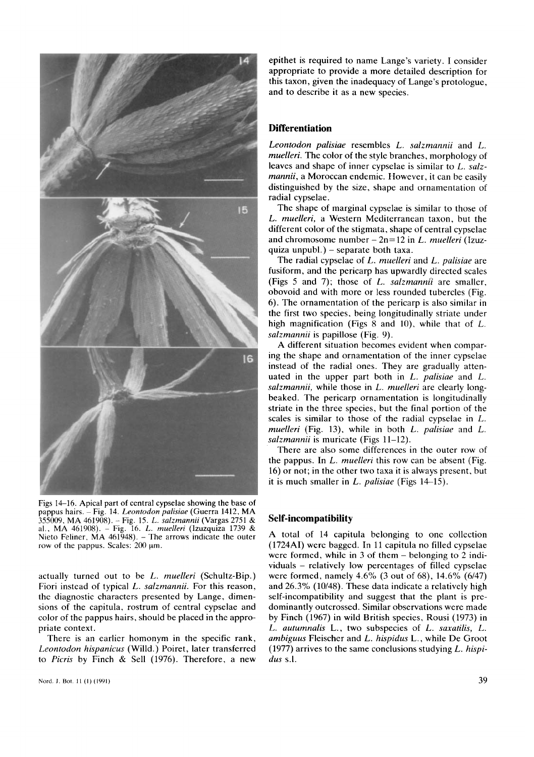Figs 14–16. Apical part of central cypselae showing the base of pappus hairs. – Fig. 14. *Leontodon palisiae* (Guerra 1412, MA 355009, MA 461908). – Fig. 15. *L. salzmannii* (Vargas 2751 & al., MA 461908). – Fig. 16. *L. muelleri* (Izuzquiza 1739 & Nieto Feliner, MA 461948). – The arrows indicate the outer row of the pappus. Scales: 200 μm.

actually turned out to be *L. muelleri* (Schultz-Bip.) Fiori instead of typical *L. salzmannii*. For this reason, the diagnostic characters presented by Lange, dimensions of the capitula, rostrum of central cypselae and color of the pappus hairs, should be placed in the appropriate context.

There is an earlier homonym in the specific rank, *Leontodon hispanicus* (Willd.) Poiret, later transferred to *Picris* by Finch & Sell (1976). Therefore, a new epithet is required to name Lange's variety. I consider appropriate to provide a more detailed description for this taxon, given the inadequacy of Lange's protologue, and to describe it as a new species.

## Differentiation

*Leontodon palisiae* resembles *L. salzmannii* and *L. muelleri*. The color of the style branches, morphology of leaves and shape of inner cypselae is similar to *L. salzmannii*, a Moroccan endemic. However, it can be easily distinguished by the size, shape and ornamentation of radial cypselae.

The shape of marginal cypselae is similar to those of *L. muelleri*, a Western Mediterranean taxon, but the different color of the stigmata, shape of central cypselae and chromosome number – 2n=12 in *L. muelleri* (Izuzquiza unpubl.) – separate both taxa.

The radial cypselae of *L. muelleri* and *L. palisiae* are fusiform, and the pericarp has upwardly directed scales (Figs 5 and 7); those of *L. salzmannii* are smaller, obovoid and with more or less rounded tubercles (Fig. 6). The ornamentation of the pericarp is also similar in the first two species, being longitudinally striate under high magnification (Figs 8 and 10), while that of *L. salzmannii* is papillose (Fig. 9).

A different situation becomes evident when comparing the shape and ornamentation of the inner cypselae instead of the radial ones. They are gradually attenuated in the upper part both in *L. palisiae* and *L. salzmannii*, while those in *L. muelleri* are clearly long-beaked. The pericarp ornamentation is longitudinally striate in the three species, but the final portion of the scales is similar to those of the radial cypselae in *L. muelleri* (Fig. 13), while in both *L. palisiae* and *L. salzmannii* is muricate (Figs 11–12).

There are also some differences in the outer row of the pappus. In *L. muelleri* this row can be absent (Fig. 16) or not; in the other two taxa it is always present, but it is much smaller in *L. palisiae* (Figs 14–15).

## Self-incompatibility

A total of 14 capitula belonging to one collection (1724AI) were bagged. In 11 capitula no filled cypselae were formed, while in 3 of them – belonging to 2 individuals – relatively low percentages of filled cypselae were formed, namely 4.6% (3 out of 68), 14.6% (6/47) and 26.3% (10/48). These data indicate a relatively high self-incompatibility and suggest that the plant is predominantly outcrossed. Similar observations were made by Finch (1967) in wild British species, Rousi (1973) in *L. autumnalis* L., two subspecies of *L. saxatilis*, *L. ambiguus* Fleischer and *L. hispidus* L., while De Groot (1977) arrives to the same conclusions studying *L. hispidus* s.l.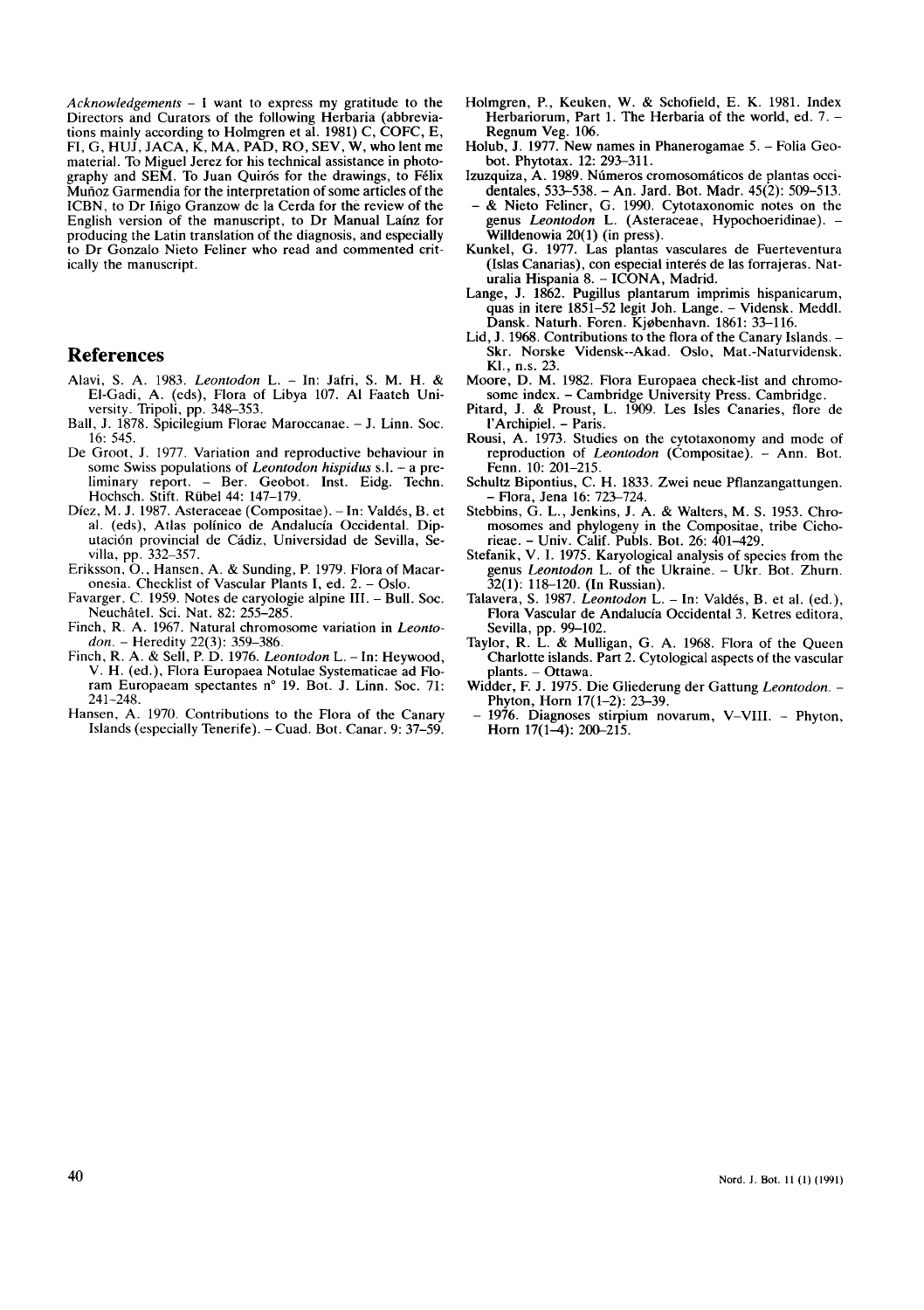*Acknowledgements* – I want to express my gratitude to the Directors and Curators of the following Herbaria (abbreviations mainly according to Holmgren et al. 1981) C, COFC, E, FI, G, HUJ, JACA, K, MA, PAD, RO, SEV, W, who lent me material. To Miguel Jerez for his technical assistance in photography and SEM. To Juan Quirós for the drawings, to Félix Muñoz Garmendia for the interpretation of some articles of the ICBN, to Dr Iñigo Granzow de la Cerda for the review of the English version of the manuscript, to Dr Manual Laínz for producing the Latin translation of the diagnosis, and especially to Dr Gonzalo Nieto Feliner who read and commented critically the manuscript.

## References

Alavi, S. A. 1983. *Leontodon* L. – In: Jafri, S. M. H. & El-Gadi, A. (eds), Flora of Libya 107. Al Faateh University. Tripoli, pp. 348–353.

Ball, J. 1878. Spicilegium Florae Maroccanae. – J. Linn. Soc. 16: 545.

De Groot, J. 1977. Variation and reproductive behaviour in some Swiss populations of *Leontodon hispidus* s.l. – a preliminary report. – Ber. Geobot. Inst. Eidg. Techn. Hochsch. Stift. Rübel 44: 147–179.

Díez, M. J. 1987. Asteraceae (Compositae). – In: Valdés, B. et al. (eds), Atlas polínico de Andalucía Occidental. Diputación provincial de Cádiz, Universidad de Sevilla, Sevilla, pp. 332–357.

Eriksson, O., Hansen, A. & Sunding, P. 1979. Flora of Macaronesia. Checklist of Vascular Plants I, ed. 2. – Oslo.

Favarger, C. 1959. Notes de caryologie alpine III. – Bull. Soc. Neuchâtel. Sci. Nat. 82: 255–285.

Finch, R. A. 1967. Natural chromosome variation in *Leontodon*. – Heredity 22(3): 359–386.

Finch, R. A. & Sell, P. D. 1976. *Leontodon* L. – In: Heywood, V. H. (ed.), Flora Europaea Notulae Systematicae ad Floram Europaeam spectantes n° 19. Bot. J. Linn. Soc. 71: 241–248.

Hansen, A. 1970. Contributions to the Flora of the Canary Islands (especially Tenerife). – Cuad. Bot. Canar. 9: 37–59.

Holmgren, P., Keuken, W. & Schofield, E. K. 1981. Index Herbariorum, Part 1. The Herbaria of the world, ed. 7. – Regnum Veg. 106.

Holub, J. 1977. New names in Phanerogamae 5. – Folia Geobot. Phytotax. 12: 293–311.

Izuzquiza, A. 1989. Números cromosomáticos de plantas occidentales, 533–538. – An. Jard. Bot. Madr. 45(2): 509–513.

– & Nieto Feliner, G. 1990. Cytotaxonomic notes on the genus *Leontodon* L. (Asteraceae, Hypochoeridinae). – Willdenowia 20(1) (in press).

Kunkel, G. 1977. Las plantas vasculares de Fuerteventura (Islas Canarias), con especial interés de las forrajeras. Naturalia Hispania 8. – ICONA, Madrid.

Lange, J. 1862. Pugillus plantarum imprimis hispanicarum, quas in itere 1851–52 legit Joh. Lange. – Vidensk. Meddl. Dansk. Naturh. Foren. Kjøbenhavn. 1861: 33–116.

Lid, J. 1968. Contributions to the flora of the Canary Islands. – Skr. Norske Vidensk--Akad. Oslo, Mat.-Naturvidensk. Kl., n.s. 23.

Moore, D. M. 1982. Flora Europaea check-list and chromosome index. – Cambridge University Press. Cambridge.

Pitard, J. & Proust, L. 1909. Les Isles Canaries, flore de l'Archipiel. – Paris.

Rousi, A. 1973. Studies on the cytotaxonomy and mode of reproduction of *Leontodon* (Compositae). – Ann. Bot. Fenn. 10: 201–215.

Schultz Bipontius, C. H. 1833. Zwei neue Pflanzangattungen. – Flora, Jena 16: 723–724.

Stebbins, G. L., Jenkins, J. A. & Walters, M. S. 1953. Chromosomes and phylogeny in the Compositae, tribe Cichorieae. – Univ. Calif. Publs. Bot. 26: 401–429.

Stefanik, V. I. 1975. Karyological analysis of species from the genus *Leontodon* L. of the Ukraine. – Ukr. Bot. Zhurn. 32(1): 118–120. (In Russian).

Talavera, S. 1987. *Leontodon* L. – In: Valdés, B. et al. (ed.), Flora Vascular de Andalucía Occidental 3. Ketres editora, Sevilla, pp. 99–102.

Taylor, R. L. & Mulligan, G. A. 1968. Flora of the Queen Charlotte islands. Part 2. Cytological aspects of the vascular plants. – Ottawa.

Widder, F. J. 1975. Die Gliederung der Gattung *Leontodon*. – Phyton, Horn 17(1–2): 23–39.

– 1976. Diagnoses stirpium novarum, V–VIII. – Phyton, Horn 17(1–4): 200–215.